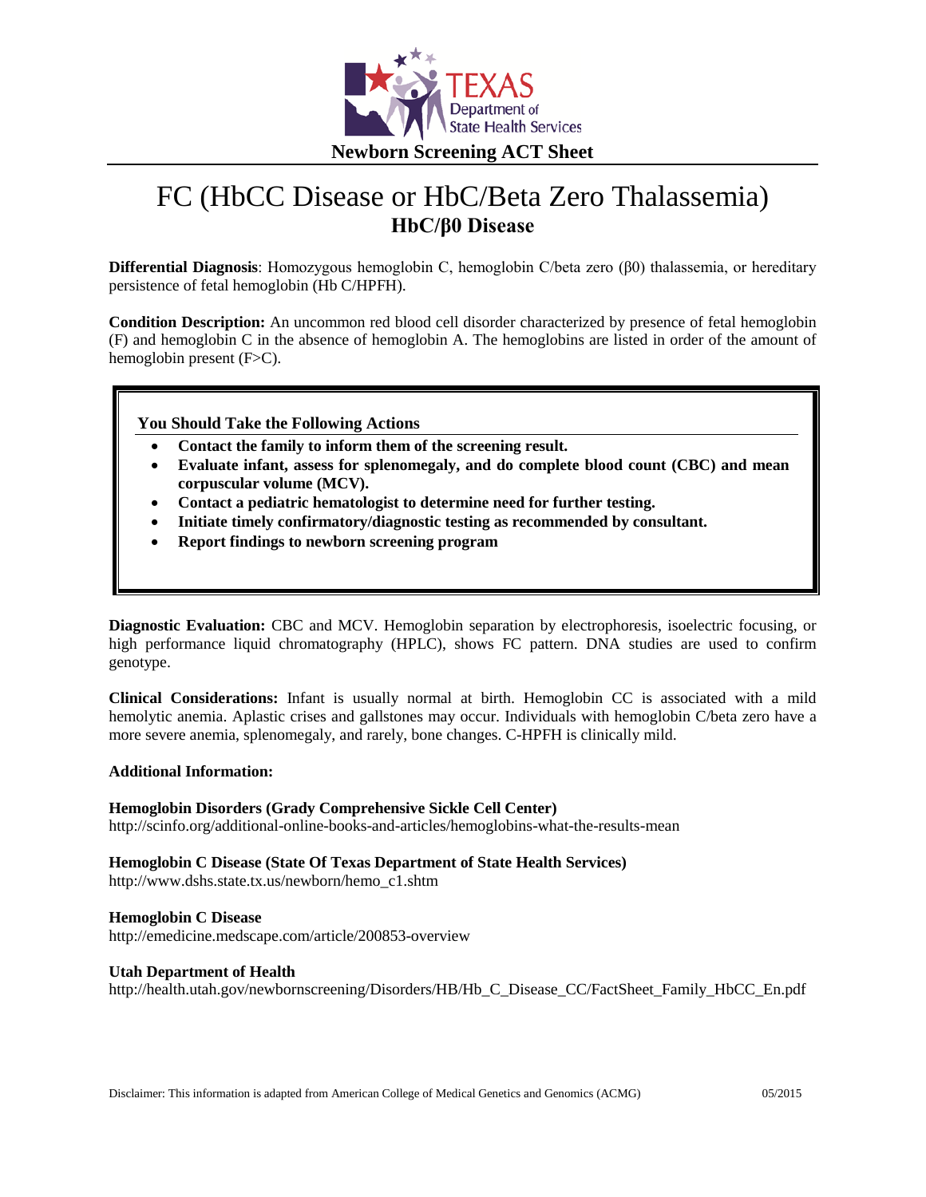Texas Department of State Health Services

**Newborn Screening ACT Sheet**

# FC (HbCC Disease or HbC/Beta Zero Thalassemia)

## HbC/β0 Disease

**Differential Diagnosis**: Homozygous hemoglobin C, hemoglobin C/beta zero (β0) thalassemia, or hereditary persistence of fetal hemoglobin (Hb C/HPFH).

**Condition Description:** An uncommon red blood cell disorder characterized by presence of fetal hemoglobin (F) and hemoglobin C in the absence of hemoglobin A. The hemoglobins are listed in order of the amount of hemoglobin present (F>C).

### You Should Take the Following Actions

- **Contact the family to inform them of the screening result.**
- **Evaluate infant, assess for splenomegaly, and do complete blood count (CBC) and mean corpuscular volume (MCV).**
- **Contact a pediatric hematologist to determine need for further testing.**
- **Initiate timely confirmatory/diagnostic testing as recommended by consultant.**
- **Report findings to newborn screening program**

**Diagnostic Evaluation:** CBC and MCV. Hemoglobin separation by electrophoresis, isoelectric focusing, or high performance liquid chromatography (HPLC), shows FC pattern. DNA studies are used to confirm genotype.

**Clinical Considerations:** Infant is usually normal at birth. Hemoglobin CC is associated with a mild hemolytic anemia. Aplastic crises and gallstones may occur. Individuals with hemoglobin C/beta zero have a more severe anemia, splenomegaly, and rarely, bone changes. C-HPFH is clinically mild.

**Additional Information:**

**Hemoglobin Disorders (Grady Comprehensive Sickle Cell Center)**
http://scinfo.org/additional-online-books-and-articles/hemoglobins-what-the-results-mean

**Hemoglobin C Disease (State Of Texas Department of State Health Services)**
http://www.dshs.state.tx.us/newborn/hemo_c1.shtm

**Hemoglobin C Disease**
http://emedicine.medscape.com/article/200853-overview

**Utah Department of Health**
http://health.utah.gov/newbornscreening/Disorders/HB/Hb_C_Disease_CC/FactSheet_Family_HbCC_En.pdf

Disclaimer: This information is adapted from American College of Medical Genetics and Genomics (ACMG) 05/2015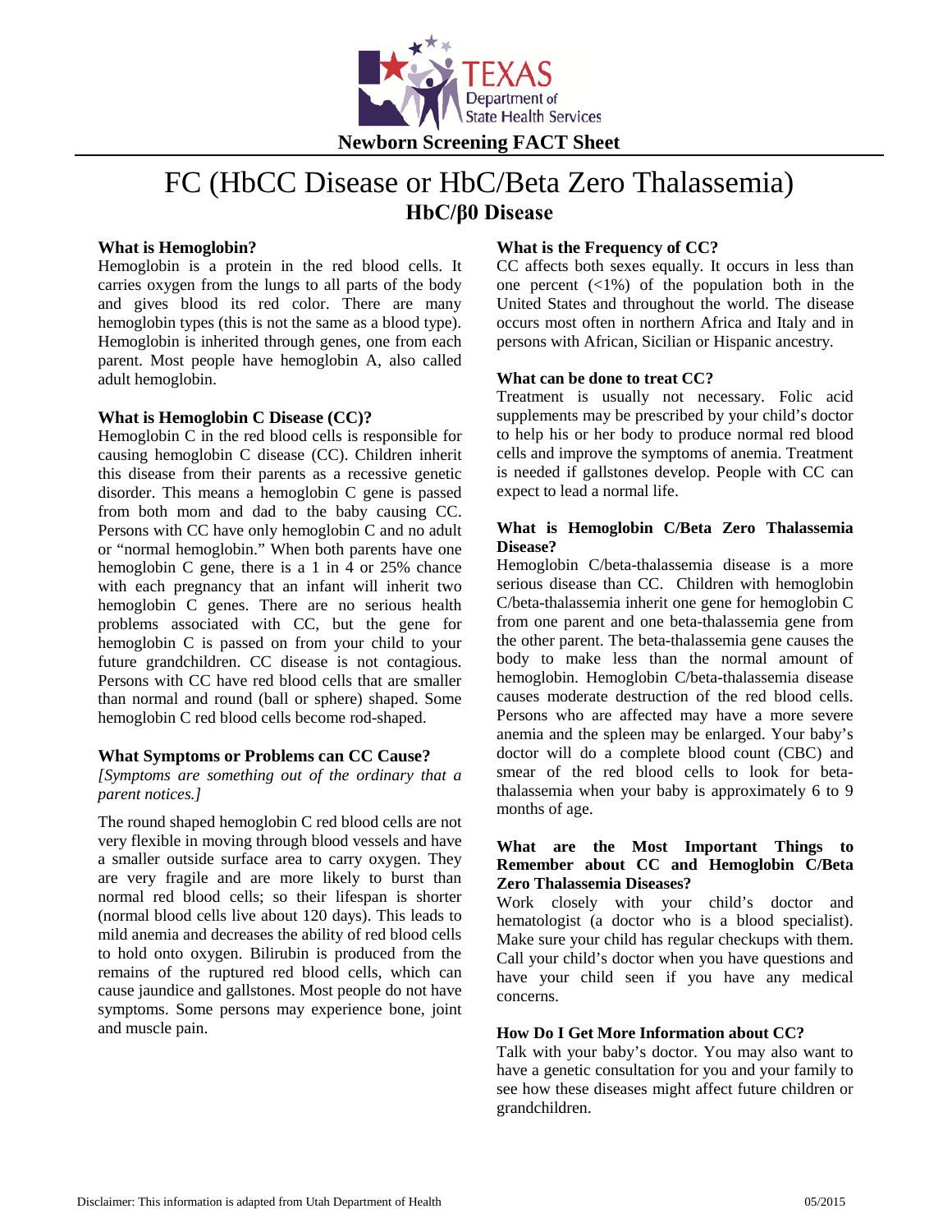Newborn Screening FACT Sheet

# FC (HbCC Disease or HbC/Beta Zero Thalassemia)

## HbC/β0 Disease

### What is Hemoglobin?

Hemoglobin is a protein in the red blood cells. It carries oxygen from the lungs to all parts of the body and gives blood its red color. There are many hemoglobin types (this is not the same as a blood type). Hemoglobin is inherited through genes, one from each parent. Most people have hemoglobin A, also called adult hemoglobin.

### What is Hemoglobin C Disease (CC)?

Hemoglobin C in the red blood cells is responsible for causing hemoglobin C disease (CC). Children inherit this disease from their parents as a recessive genetic disorder. This means a hemoglobin C gene is passed from both mom and dad to the baby causing CC. Persons with CC have only hemoglobin C and no adult or "normal hemoglobin." When both parents have one hemoglobin C gene, there is a 1 in 4 or 25% chance with each pregnancy that an infant will inherit two hemoglobin C genes. There are no serious health problems associated with CC, but the gene for hemoglobin C is passed on from your child to your future grandchildren. CC disease is not contagious. Persons with CC have red blood cells that are smaller than normal and round (ball or sphere) shaped. Some hemoglobin C red blood cells become rod-shaped.

### What Symptoms or Problems can CC Cause?

*[Symptoms are something out of the ordinary that a parent notices.]*

The round shaped hemoglobin C red blood cells are not very flexible in moving through blood vessels and have a smaller outside surface area to carry oxygen. They are very fragile and are more likely to burst than normal red blood cells; so their lifespan is shorter (normal blood cells live about 120 days). This leads to mild anemia and decreases the ability of red blood cells to hold onto oxygen. Bilirubin is produced from the remains of the ruptured red blood cells, which can cause jaundice and gallstones. Most people do not have symptoms. Some persons may experience bone, joint and muscle pain.

### What is the Frequency of CC?

CC affects both sexes equally. It occurs in less than one percent (<1%) of the population both in the United States and throughout the world. The disease occurs most often in northern Africa and Italy and in persons with African, Sicilian or Hispanic ancestry.

### What can be done to treat CC?

Treatment is usually not necessary. Folic acid supplements may be prescribed by your child's doctor to help his or her body to produce normal red blood cells and improve the symptoms of anemia. Treatment is needed if gallstones develop. People with CC can expect to lead a normal life.

### What is Hemoglobin C/Beta Zero Thalassemia Disease?

Hemoglobin C/beta-thalassemia disease is a more serious disease than CC. Children with hemoglobin C/beta-thalassemia inherit one gene for hemoglobin C from one parent and one beta-thalassemia gene from the other parent. The beta-thalassemia gene causes the body to make less than the normal amount of hemoglobin. Hemoglobin C/beta-thalassemia disease causes moderate destruction of the red blood cells. Persons who are affected may have a more severe anemia and the spleen may be enlarged. Your baby's doctor will do a complete blood count (CBC) and smear of the red blood cells to look for beta-thalassemia when your baby is approximately 6 to 9 months of age.

### What are the Most Important Things to Remember about CC and Hemoglobin C/Beta Zero Thalassemia Diseases?

Work closely with your child's doctor and hematologist (a doctor who is a blood specialist). Make sure your child has regular checkups with them. Call your child's doctor when you have questions and have your child seen if you have any medical concerns.

### How Do I Get More Information about CC?

Talk with your baby's doctor. You may also want to have a genetic consultation for you and your family to see how these diseases might affect future children or grandchildren.

Disclaimer: This information is adapted from Utah Department of Health 05/2015